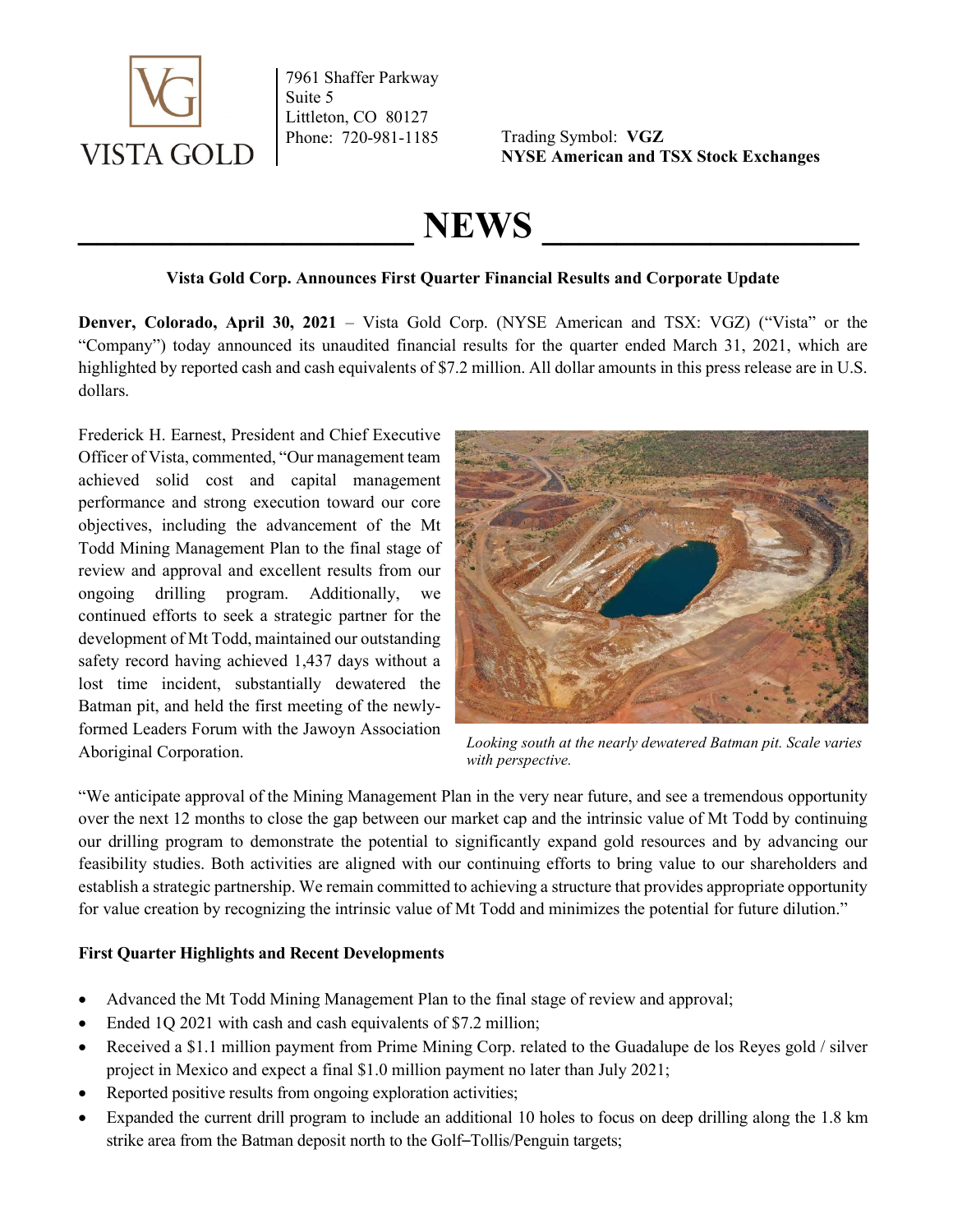VISTA GOLD

7961 Shaffer Parkway
Suite 5
Littleton, CO 80127
Phone: 720-981-1185

Trading Symbol: **VGZ**
**NYSE American and TSX Stock Exchanges**

# NEWS

**Vista Gold Corp. Announces First Quarter Financial Results and Corporate Update**

**Denver, Colorado, April 30, 2021** – Vista Gold Corp. (NYSE American and TSX: VGZ) ("Vista" or the "Company") today announced its unaudited financial results for the quarter ended March 31, 2021, which are highlighted by reported cash and cash equivalents of $7.2 million. All dollar amounts in this press release are in U.S. dollars.

Frederick H. Earnest, President and Chief Executive Officer of Vista, commented, "Our management team achieved solid cost and capital management performance and strong execution toward our core objectives, including the advancement of the Mt Todd Mining Management Plan to the final stage of review and approval and excellent results from our ongoing drilling program. Additionally, we continued efforts to seek a strategic partner for the development of Mt Todd, maintained our outstanding safety record having achieved 1,437 days without a lost time incident, substantially dewatered the Batman pit, and held the first meeting of the newly-formed Leaders Forum with the Jawoyn Association Aboriginal Corporation.

*Looking south at the nearly dewatered Batman pit. Scale varies with perspective.*

"We anticipate approval of the Mining Management Plan in the very near future, and see a tremendous opportunity over the next 12 months to close the gap between our market cap and the intrinsic value of Mt Todd by continuing our drilling program to demonstrate the potential to significantly expand gold resources and by advancing our feasibility studies. Both activities are aligned with our continuing efforts to bring value to our shareholders and establish a strategic partnership. We remain committed to achieving a structure that provides appropriate opportunity for value creation by recognizing the intrinsic value of Mt Todd and minimizes the potential for future dilution."

**First Quarter Highlights and Recent Developments**

- Advanced the Mt Todd Mining Management Plan to the final stage of review and approval;
- Ended 1Q 2021 with cash and cash equivalents of $7.2 million;
- Received a $1.1 million payment from Prime Mining Corp. related to the Guadalupe de los Reyes gold / silver project in Mexico and expect a final $1.0 million payment no later than July 2021;
- Reported positive results from ongoing exploration activities;
- Expanded the current drill program to include an additional 10 holes to focus on deep drilling along the 1.8 km strike area from the Batman deposit north to the Golf–Tollis/Penguin targets;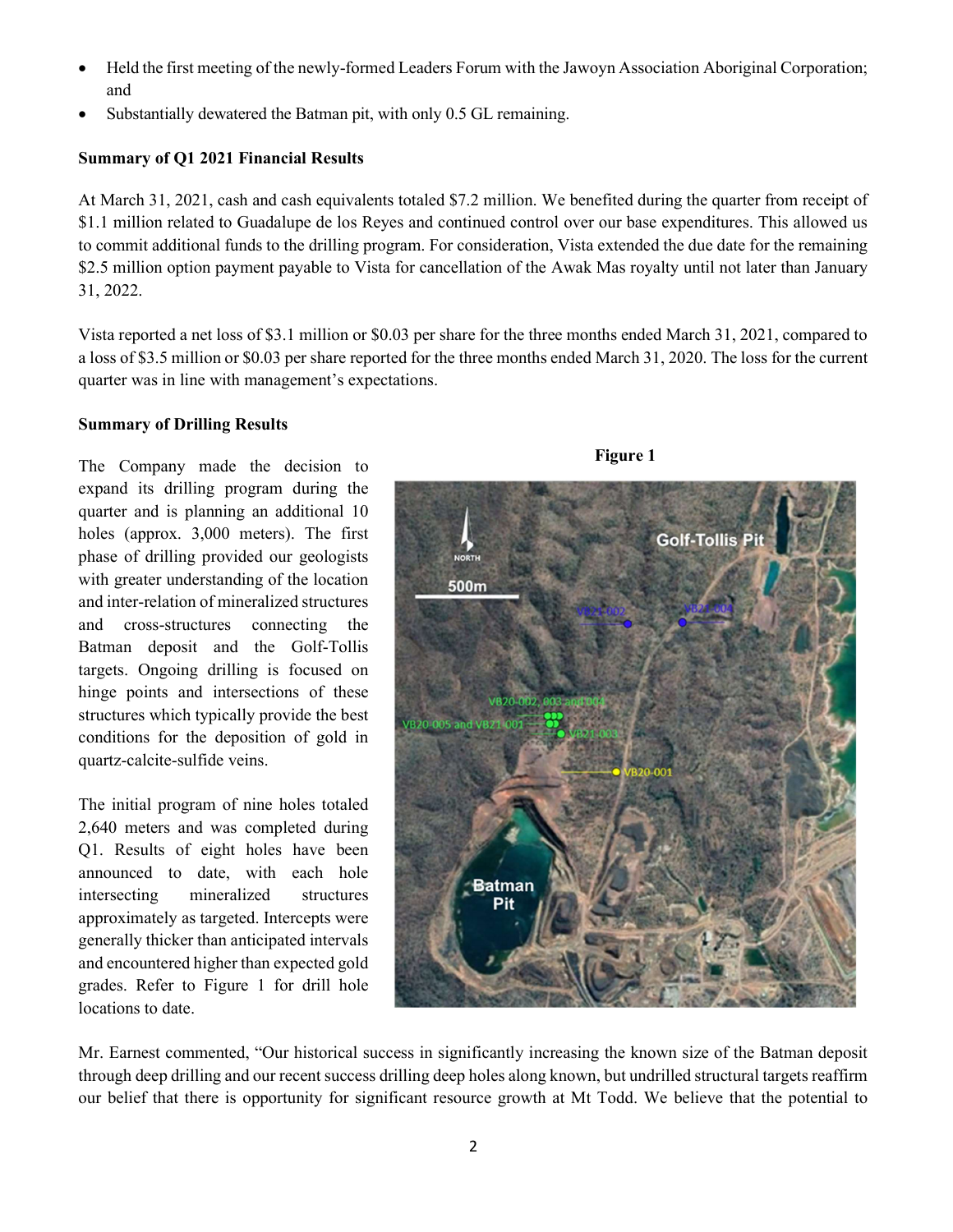- Held the first meeting of the newly-formed Leaders Forum with the Jawoyn Association Aboriginal Corporation; and
- Substantially dewatered the Batman pit, with only 0.5 GL remaining.

**Summary of Q1 2021 Financial Results**

At March 31, 2021, cash and cash equivalents totaled $7.2 million. We benefited during the quarter from receipt of $1.1 million related to Guadalupe de los Reyes and continued control over our base expenditures. This allowed us to commit additional funds to the drilling program. For consideration, Vista extended the due date for the remaining $2.5 million option payment payable to Vista for cancellation of the Awak Mas royalty until not later than January 31, 2022.

Vista reported a net loss of $3.1 million or $0.03 per share for the three months ended March 31, 2021, compared to a loss of $3.5 million or $0.03 per share reported for the three months ended March 31, 2020. The loss for the current quarter was in line with management's expectations.

**Summary of Drilling Results**

The Company made the decision to expand its drilling program during the quarter and is planning an additional 10 holes (approx. 3,000 meters). The first phase of drilling provided our geologists with greater understanding of the location and inter-relation of mineralized structures and cross-structures connecting the Batman deposit and the Golf-Tollis targets. Ongoing drilling is focused on hinge points and intersections of these structures which typically provide the best conditions for the deposition of gold in quartz-calcite-sulfide veins.

The initial program of nine holes totaled 2,640 meters and was completed during Q1. Results of eight holes have been announced to date, with each hole intersecting mineralized structures approximately as targeted. Intercepts were generally thicker than anticipated intervals and encountered higher than expected gold grades. Refer to Figure 1 for drill hole locations to date.

**Figure 1**

Mr. Earnest commented, "Our historical success in significantly increasing the known size of the Batman deposit through deep drilling and our recent success drilling deep holes along known, but undrilled structural targets reaffirm our belief that there is opportunity for significant resource growth at Mt Todd. We believe that the potential to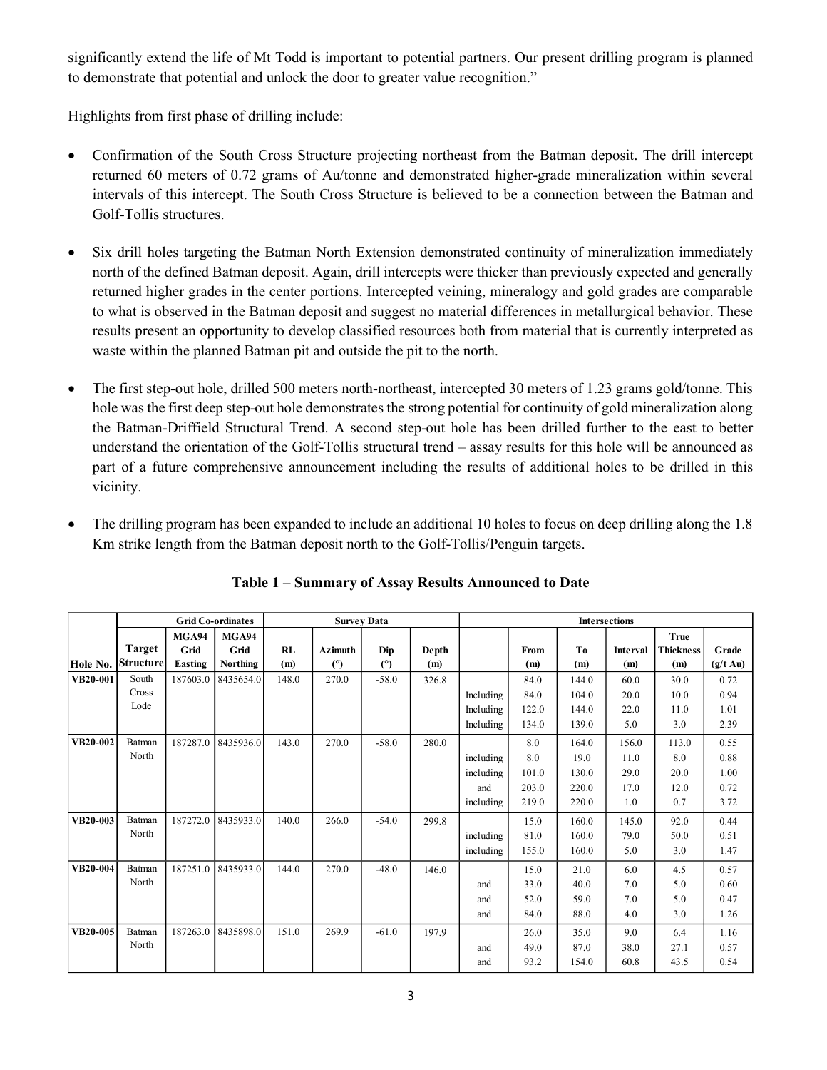significantly extend the life of Mt Todd is important to potential partners. Our present drilling program is planned to demonstrate that potential and unlock the door to greater value recognition."

Highlights from first phase of drilling include:

- Confirmation of the South Cross Structure projecting northeast from the Batman deposit. The drill intercept returned 60 meters of 0.72 grams of Au/tonne and demonstrated higher-grade mineralization within several intervals of this intercept. The South Cross Structure is believed to be a connection between the Batman and Golf-Tollis structures.

- Six drill holes targeting the Batman North Extension demonstrated continuity of mineralization immediately north of the defined Batman deposit. Again, drill intercepts were thicker than previously expected and generally returned higher grades in the center portions. Intercepted veining, mineralogy and gold grades are comparable to what is observed in the Batman deposit and suggest no material differences in metallurgical behavior. These results present an opportunity to develop classified resources both from material that is currently interpreted as waste within the planned Batman pit and outside the pit to the north.

- The first step-out hole, drilled 500 meters north-northeast, intercepted 30 meters of 1.23 grams gold/tonne. This hole was the first deep step-out hole demonstrates the strong potential for continuity of gold mineralization along the Batman-Driffield Structural Trend. A second step-out hole has been drilled further to the east to better understand the orientation of the Golf-Tollis structural trend – assay results for this hole will be announced as part of a future comprehensive announcement including the results of additional holes to be drilled in this vicinity.

- The drilling program has been expanded to include an additional 10 holes to focus on deep drilling along the 1.8 Km strike length from the Batman deposit north to the Golf-Tollis/Penguin targets.

**Table 1 – Summary of Assay Results Announced to Date**

| | Grid Co-ordinates | | | Survey Data | | | | Intersections | | | | | |
|---|---|---|---|---|---|---|---|---|---|---|---|---|---|
| Hole No. | Target Structure | MGA94 Grid Easting | MGA94 Grid Northing | RL (m) | Azimuth (°) | Dip (°) | Depth (m) | | From (m) | To (m) | Interval (m) | True Thickness (m) | Grade (g/t Au) |
| **VB20-001** | South Cross Lode | 187603.0 | 8435654.0 | 148.0 | 270.0 | -58.0 | 326.8 | | 84.0 | 144.0 | 60.0 | 30.0 | 0.72 |
| | | | | | | | | Including | 84.0 | 104.0 | 20.0 | 10.0 | 0.94 |
| | | | | | | | | Including | 122.0 | 144.0 | 22.0 | 11.0 | 1.01 |
| | | | | | | | | Including | 134.0 | 139.0 | 5.0 | 3.0 | 2.39 |
| **VB20-002** | Batman North | 187287.0 | 8435936.0 | 143.0 | 270.0 | -58.0 | 280.0 | | 8.0 | 164.0 | 156.0 | 113.0 | 0.55 |
| | | | | | | | | including | 8.0 | 19.0 | 11.0 | 8.0 | 0.88 |
| | | | | | | | | including | 101.0 | 130.0 | 29.0 | 20.0 | 1.00 |
| | | | | | | | | and | 203.0 | 220.0 | 17.0 | 12.0 | 0.72 |
| | | | | | | | | including | 219.0 | 220.0 | 1.0 | 0.7 | 3.72 |
| **VB20-003** | Batman North | 187272.0 | 8435933.0 | 140.0 | 266.0 | -54.0 | 299.8 | | 15.0 | 160.0 | 145.0 | 92.0 | 0.44 |
| | | | | | | | | including | 81.0 | 160.0 | 79.0 | 50.0 | 0.51 |
| | | | | | | | | including | 155.0 | 160.0 | 5.0 | 3.0 | 1.47 |
| **VB20-004** | Batman North | 187251.0 | 8435933.0 | 144.0 | 270.0 | -48.0 | 146.0 | | 15.0 | 21.0 | 6.0 | 4.5 | 0.57 |
| | | | | | | | | and | 33.0 | 40.0 | 7.0 | 5.0 | 0.60 |
| | | | | | | | | and | 52.0 | 59.0 | 7.0 | 5.0 | 0.47 |
| | | | | | | | | and | 84.0 | 88.0 | 4.0 | 3.0 | 1.26 |
| **VB20-005** | Batman North | 187263.0 | 8435898.0 | 151.0 | 269.9 | -61.0 | 197.9 | | 26.0 | 35.0 | 9.0 | 6.4 | 1.16 |
| | | | | | | | | and | 49.0 | 87.0 | 38.0 | 27.1 | 0.57 |
| | | | | | | | | and | 93.2 | 154.0 | 60.8 | 43.5 | 0.54 |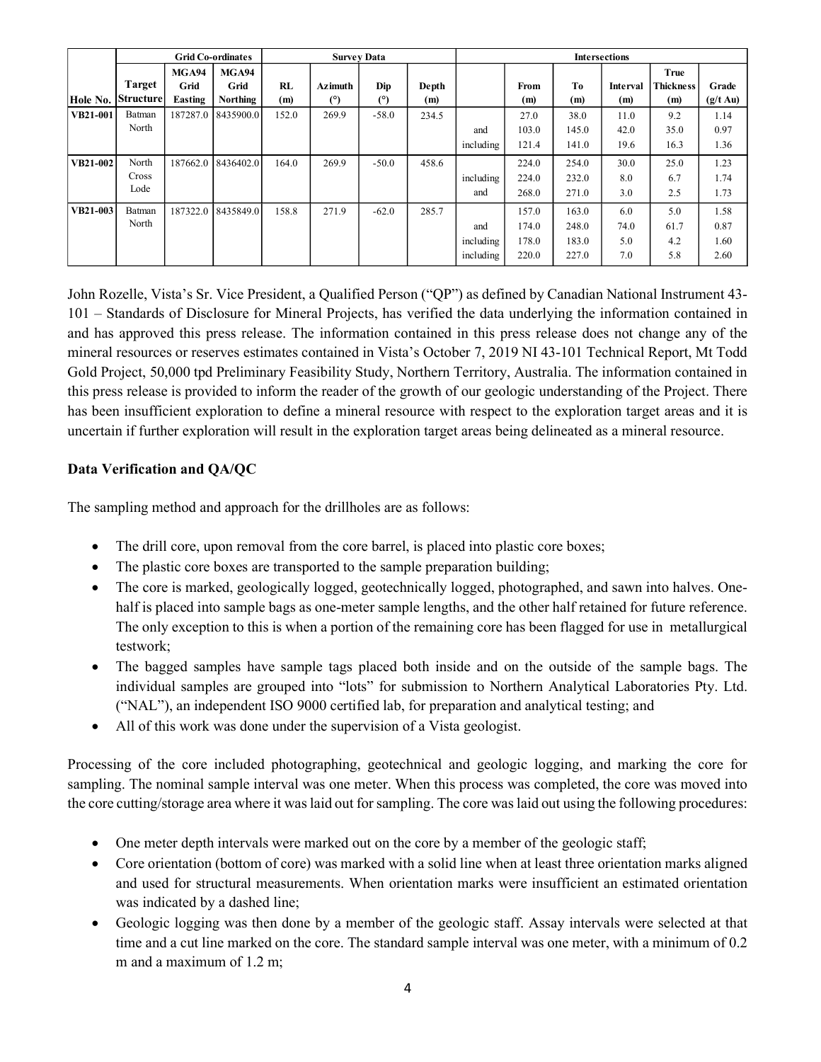| | Grid Co-ordinates | | | Survey Data | | | | Intersections | | | | | |
|---|---|---|---|---|---|---|---|---|---|---|---|---|---|
| Hole No. | Target Structure | MGA94 Grid Easting | MGA94 Grid Northing | RL (m) | Azimuth (°) | Dip (°) | Depth (m) | | From (m) | To (m) | Interval (m) | True Thickness (m) | Grade (g/t Au) |
| VB21-001 | Batman North | 187287.0 | 8435900.0 | 152.0 | 269.9 | -58.0 | 234.5 | | 27.0 | 38.0 | 11.0 | 9.2 | 1.14 |
| | | | | | | | | and | 103.0 | 145.0 | 42.0 | 35.0 | 0.97 |
| | | | | | | | | including | 121.4 | 141.0 | 19.6 | 16.3 | 1.36 |
| VB21-002 | North Cross Lode | 187662.0 | 8436402.0 | 164.0 | 269.9 | -50.0 | 458.6 | | 224.0 | 254.0 | 30.0 | 25.0 | 1.23 |
| | | | | | | | | including | 224.0 | 232.0 | 8.0 | 6.7 | 1.74 |
| | | | | | | | | and | 268.0 | 271.0 | 3.0 | 2.5 | 1.73 |
| VB21-003 | Batman North | 187322.0 | 8435849.0 | 158.8 | 271.9 | -62.0 | 285.7 | | 157.0 | 163.0 | 6.0 | 5.0 | 1.58 |
| | | | | | | | | and | 174.0 | 248.0 | 74.0 | 61.7 | 0.87 |
| | | | | | | | | including | 178.0 | 183.0 | 5.0 | 4.2 | 1.60 |
| | | | | | | | | including | 220.0 | 227.0 | 7.0 | 5.8 | 2.60 |

John Rozelle, Vista's Sr. Vice President, a Qualified Person ("QP") as defined by Canadian National Instrument 43-101 – Standards of Disclosure for Mineral Projects, has verified the data underlying the information contained in and has approved this press release. The information contained in this press release does not change any of the mineral resources or reserves estimates contained in Vista's October 7, 2019 NI 43-101 Technical Report, Mt Todd Gold Project, 50,000 tpd Preliminary Feasibility Study, Northern Territory, Australia. The information contained in this press release is provided to inform the reader of the growth of our geologic understanding of the Project. There has been insufficient exploration to define a mineral resource with respect to the exploration target areas and it is uncertain if further exploration will result in the exploration target areas being delineated as a mineral resource.

**Data Verification and QA/QC**

The sampling method and approach for the drillholes are as follows:

- The drill core, upon removal from the core barrel, is placed into plastic core boxes;
- The plastic core boxes are transported to the sample preparation building;
- The core is marked, geologically logged, geotechnically logged, photographed, and sawn into halves. One-half is placed into sample bags as one-meter sample lengths, and the other half retained for future reference. The only exception to this is when a portion of the remaining core has been flagged for use in metallurgical testwork;
- The bagged samples have sample tags placed both inside and on the outside of the sample bags. The individual samples are grouped into "lots" for submission to Northern Analytical Laboratories Pty. Ltd. ("NAL"), an independent ISO 9000 certified lab, for preparation and analytical testing; and
- All of this work was done under the supervision of a Vista geologist.

Processing of the core included photographing, geotechnical and geologic logging, and marking the core for sampling. The nominal sample interval was one meter. When this process was completed, the core was moved into the core cutting/storage area where it was laid out for sampling. The core was laid out using the following procedures:

- One meter depth intervals were marked out on the core by a member of the geologic staff;
- Core orientation (bottom of core) was marked with a solid line when at least three orientation marks aligned and used for structural measurements. When orientation marks were insufficient an estimated orientation was indicated by a dashed line;
- Geologic logging was then done by a member of the geologic staff. Assay intervals were selected at that time and a cut line marked on the core. The standard sample interval was one meter, with a minimum of 0.2 m and a maximum of 1.2 m;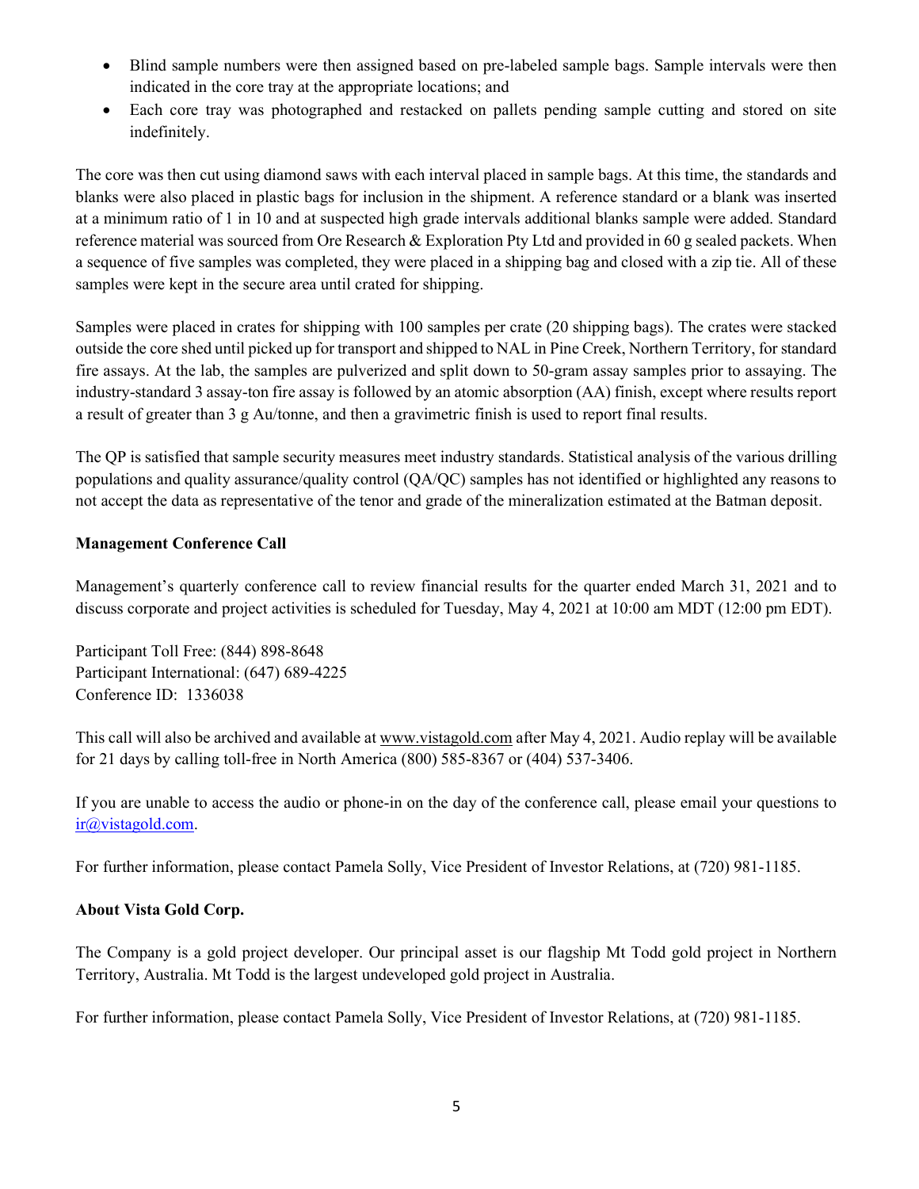- Blind sample numbers were then assigned based on pre-labeled sample bags. Sample intervals were then indicated in the core tray at the appropriate locations; and
- Each core tray was photographed and restacked on pallets pending sample cutting and stored on site indefinitely.

The core was then cut using diamond saws with each interval placed in sample bags. At this time, the standards and blanks were also placed in plastic bags for inclusion in the shipment. A reference standard or a blank was inserted at a minimum ratio of 1 in 10 and at suspected high grade intervals additional blanks sample were added. Standard reference material was sourced from Ore Research & Exploration Pty Ltd and provided in 60 g sealed packets. When a sequence of five samples was completed, they were placed in a shipping bag and closed with a zip tie. All of these samples were kept in the secure area until crated for shipping.

Samples were placed in crates for shipping with 100 samples per crate (20 shipping bags). The crates were stacked outside the core shed until picked up for transport and shipped to NAL in Pine Creek, Northern Territory, for standard fire assays. At the lab, the samples are pulverized and split down to 50-gram assay samples prior to assaying. The industry-standard 3 assay-ton fire assay is followed by an atomic absorption (AA) finish, except where results report a result of greater than 3 g Au/tonne, and then a gravimetric finish is used to report final results.

The QP is satisfied that sample security measures meet industry standards. Statistical analysis of the various drilling populations and quality assurance/quality control (QA/QC) samples has not identified or highlighted any reasons to not accept the data as representative of the tenor and grade of the mineralization estimated at the Batman deposit.

**Management Conference Call**

Management's quarterly conference call to review financial results for the quarter ended March 31, 2021 and to discuss corporate and project activities is scheduled for Tuesday, May 4, 2021 at 10:00 am MDT (12:00 pm EDT).

Participant Toll Free: (844) 898-8648
Participant International: (647) 689-4225
Conference ID: 1336038

This call will also be archived and available at www.vistagold.com after May 4, 2021. Audio replay will be available for 21 days by calling toll-free in North America (800) 585-8367 or (404) 537-3406.

If you are unable to access the audio or phone-in on the day of the conference call, please email your questions to ir@vistagold.com.

For further information, please contact Pamela Solly, Vice President of Investor Relations, at (720) 981-1185.

**About Vista Gold Corp.**

The Company is a gold project developer. Our principal asset is our flagship Mt Todd gold project in Northern Territory, Australia. Mt Todd is the largest undeveloped gold project in Australia.

For further information, please contact Pamela Solly, Vice President of Investor Relations, at (720) 981-1185.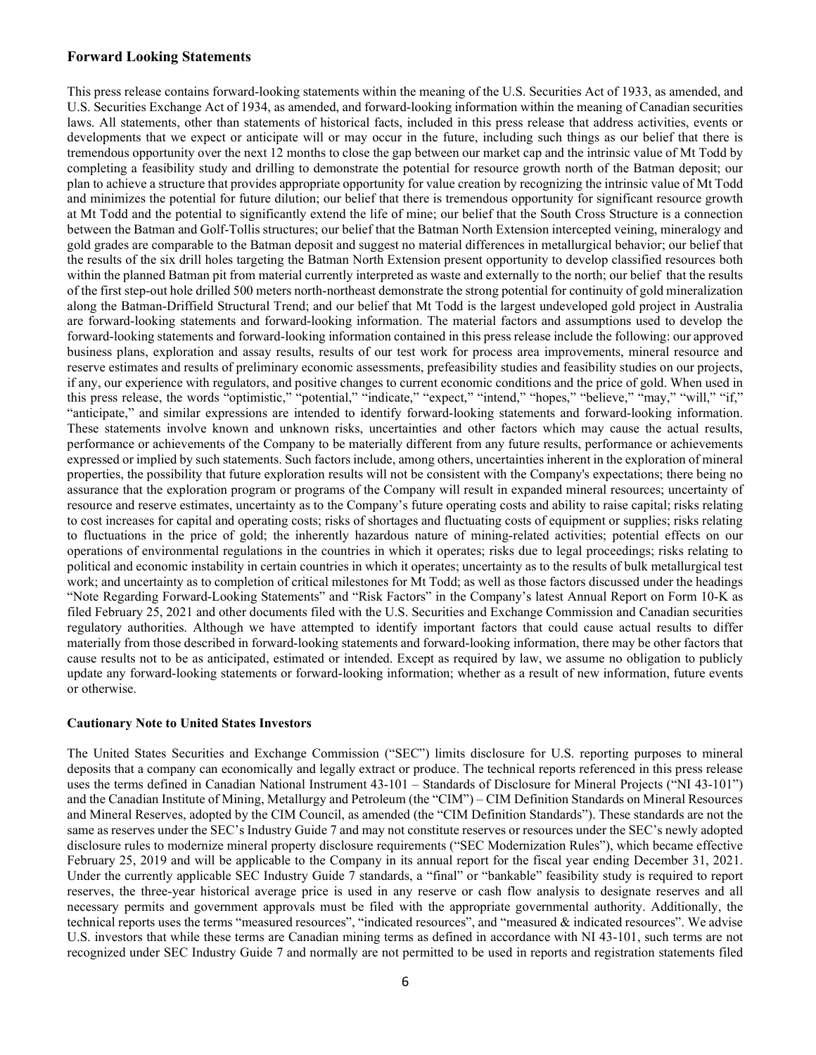## Forward Looking Statements

This press release contains forward-looking statements within the meaning of the U.S. Securities Act of 1933, as amended, and U.S. Securities Exchange Act of 1934, as amended, and forward-looking information within the meaning of Canadian securities laws. All statements, other than statements of historical facts, included in this press release that address activities, events or developments that we expect or anticipate will or may occur in the future, including such things as our belief that there is tremendous opportunity over the next 12 months to close the gap between our market cap and the intrinsic value of Mt Todd by completing a feasibility study and drilling to demonstrate the potential for resource growth north of the Batman deposit; our plan to achieve a structure that provides appropriate opportunity for value creation by recognizing the intrinsic value of Mt Todd and minimizes the potential for future dilution; our belief that there is tremendous opportunity for significant resource growth at Mt Todd and the potential to significantly extend the life of mine; our belief that the South Cross Structure is a connection between the Batman and Golf-Tollis structures; our belief that the Batman North Extension intercepted veining, mineralogy and gold grades are comparable to the Batman deposit and suggest no material differences in metallurgical behavior; our belief that the results of the six drill holes targeting the Batman North Extension present opportunity to develop classified resources both within the planned Batman pit from material currently interpreted as waste and externally to the north; our belief that the results of the first step-out hole drilled 500 meters north-northeast demonstrate the strong potential for continuity of gold mineralization along the Batman-Driffield Structural Trend; and our belief that Mt Todd is the largest undeveloped gold project in Australia are forward-looking statements and forward-looking information. The material factors and assumptions used to develop the forward-looking statements and forward-looking information contained in this press release include the following: our approved business plans, exploration and assay results, results of our test work for process area improvements, mineral resource and reserve estimates and results of preliminary economic assessments, prefeasibility studies and feasibility studies on our projects, if any, our experience with regulators, and positive changes to current economic conditions and the price of gold. When used in this press release, the words "optimistic," "potential," "indicate," "expect," "intend," "hopes," "believe," "may," "will," "if," "anticipate," and similar expressions are intended to identify forward-looking statements and forward-looking information. These statements involve known and unknown risks, uncertainties and other factors which may cause the actual results, performance or achievements of the Company to be materially different from any future results, performance or achievements expressed or implied by such statements. Such factors include, among others, uncertainties inherent in the exploration of mineral properties, the possibility that future exploration results will not be consistent with the Company's expectations; there being no assurance that the exploration program or programs of the Company will result in expanded mineral resources; uncertainty of resource and reserve estimates, uncertainty as to the Company's future operating costs and ability to raise capital; risks relating to cost increases for capital and operating costs; risks of shortages and fluctuating costs of equipment or supplies; risks relating to fluctuations in the price of gold; the inherently hazardous nature of mining-related activities; potential effects on our operations of environmental regulations in the countries in which it operates; risks due to legal proceedings; risks relating to political and economic instability in certain countries in which it operates; uncertainty as to the results of bulk metallurgical test work; and uncertainty as to completion of critical milestones for Mt Todd; as well as those factors discussed under the headings "Note Regarding Forward-Looking Statements" and "Risk Factors" in the Company's latest Annual Report on Form 10-K as filed February 25, 2021 and other documents filed with the U.S. Securities and Exchange Commission and Canadian securities regulatory authorities. Although we have attempted to identify important factors that could cause actual results to differ materially from those described in forward-looking statements and forward-looking information, there may be other factors that cause results not to be as anticipated, estimated or intended. Except as required by law, we assume no obligation to publicly update any forward-looking statements or forward-looking information; whether as a result of new information, future events or otherwise.

### Cautionary Note to United States Investors

The United States Securities and Exchange Commission ("SEC") limits disclosure for U.S. reporting purposes to mineral deposits that a company can economically and legally extract or produce. The technical reports referenced in this press release uses the terms defined in Canadian National Instrument 43-101 – Standards of Disclosure for Mineral Projects ("NI 43-101") and the Canadian Institute of Mining, Metallurgy and Petroleum (the "CIM") – CIM Definition Standards on Mineral Resources and Mineral Reserves, adopted by the CIM Council, as amended (the "CIM Definition Standards"). These standards are not the same as reserves under the SEC's Industry Guide 7 and may not constitute reserves or resources under the SEC's newly adopted disclosure rules to modernize mineral property disclosure requirements ("SEC Modernization Rules"), which became effective February 25, 2019 and will be applicable to the Company in its annual report for the fiscal year ending December 31, 2021. Under the currently applicable SEC Industry Guide 7 standards, a "final" or "bankable" feasibility study is required to report reserves, the three-year historical average price is used in any reserve or cash flow analysis to designate reserves and all necessary permits and government approvals must be filed with the appropriate governmental authority. Additionally, the technical reports uses the terms "measured resources", "indicated resources", and "measured & indicated resources". We advise U.S. investors that while these terms are Canadian mining terms as defined in accordance with NI 43-101, such terms are not recognized under SEC Industry Guide 7 and normally are not permitted to be used in reports and registration statements filed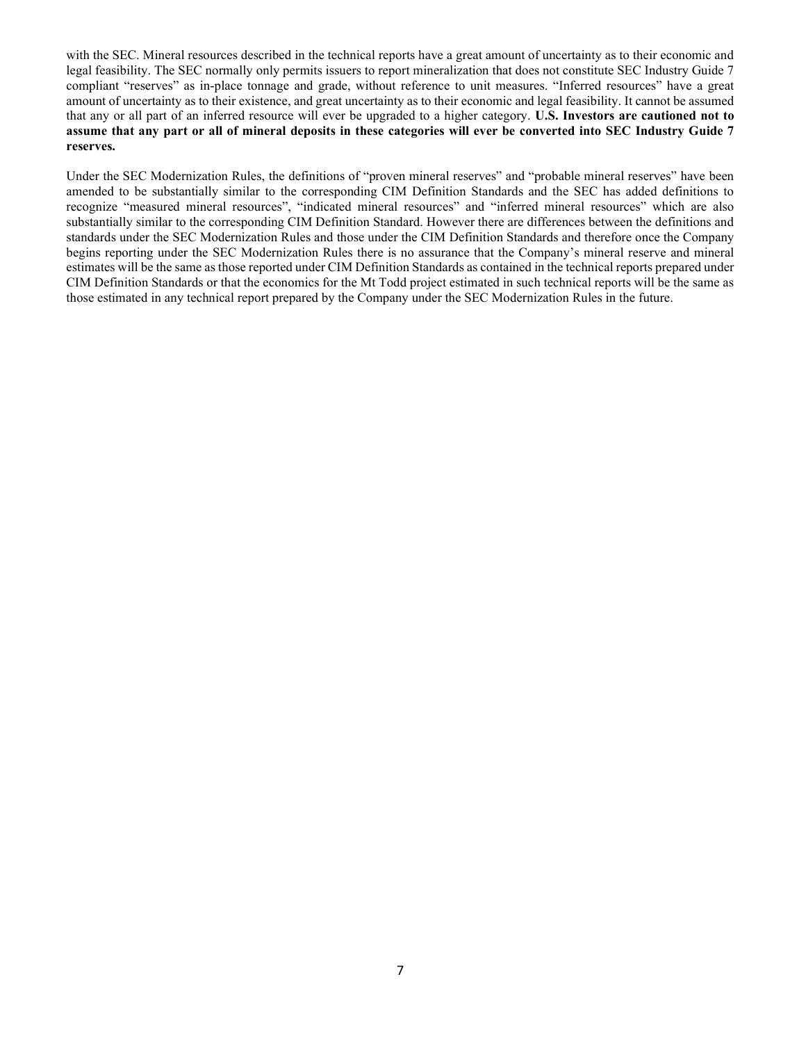with the SEC. Mineral resources described in the technical reports have a great amount of uncertainty as to their economic and legal feasibility. The SEC normally only permits issuers to report mineralization that does not constitute SEC Industry Guide 7 compliant "reserves" as in-place tonnage and grade, without reference to unit measures. "Inferred resources" have a great amount of uncertainty as to their existence, and great uncertainty as to their economic and legal feasibility. It cannot be assumed that any or all part of an inferred resource will ever be upgraded to a higher category. **U.S. Investors are cautioned not to assume that any part or all of mineral deposits in these categories will ever be converted into SEC Industry Guide 7 reserves.**

Under the SEC Modernization Rules, the definitions of "proven mineral reserves" and "probable mineral reserves" have been amended to be substantially similar to the corresponding CIM Definition Standards and the SEC has added definitions to recognize "measured mineral resources", "indicated mineral resources" and "inferred mineral resources" which are also substantially similar to the corresponding CIM Definition Standard. However there are differences between the definitions and standards under the SEC Modernization Rules and those under the CIM Definition Standards and therefore once the Company begins reporting under the SEC Modernization Rules there is no assurance that the Company's mineral reserve and mineral estimates will be the same as those reported under CIM Definition Standards as contained in the technical reports prepared under CIM Definition Standards or that the economics for the Mt Todd project estimated in such technical reports will be the same as those estimated in any technical report prepared by the Company under the SEC Modernization Rules in the future.